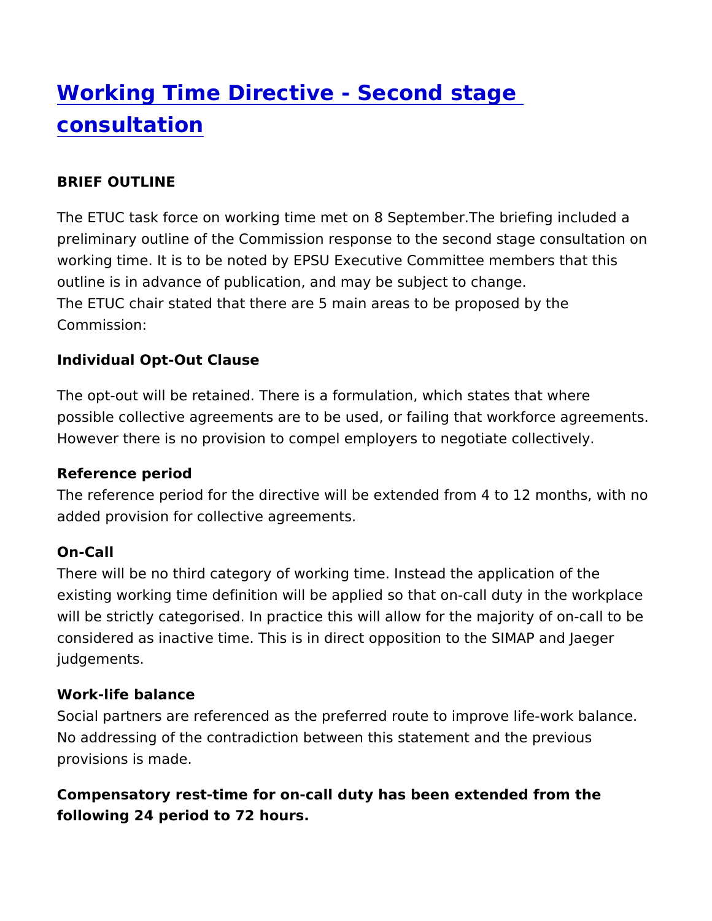# [Working Time Directive - Second stage consultation]

**BRIEF OUTLINE**

The ETUC task force on working time met on 8 September.The briefing included a preliminary outline of the Commission response to the second stage consultation on working time. It is to be noted by EPSU Executive Committee members that this outline is in advance of publication, and may be subject to change.
The ETUC chair stated that there are 5 main areas to be proposed by the Commission:

**Individual Opt-Out Clause**

The opt-out will be retained. There is a formulation, which states that where possible collective agreements are to be used, or failing that workforce agreements. However there is no provision to compel employers to negotiate collectively.

**Reference period**

The reference period for the directive will be extended from 4 to 12 months, with no added provision for collective agreements.

**On-Call**

There will be no third category of working time. Instead the application of the existing working time definition will be applied so that on-call duty in the workplace will be strictly categorised. In practice this will allow for the majority of on-call to be considered as inactive time. This is in direct opposition to the SIMAP and Jaeger judgements.

**Work-life balance**

Social partners are referenced as the preferred route to improve life-work balance. No addressing of the contradiction between this statement and the previous provisions is made.

**Compensatory rest-time for on-call duty has been extended from the following 24 period to 72 hours.**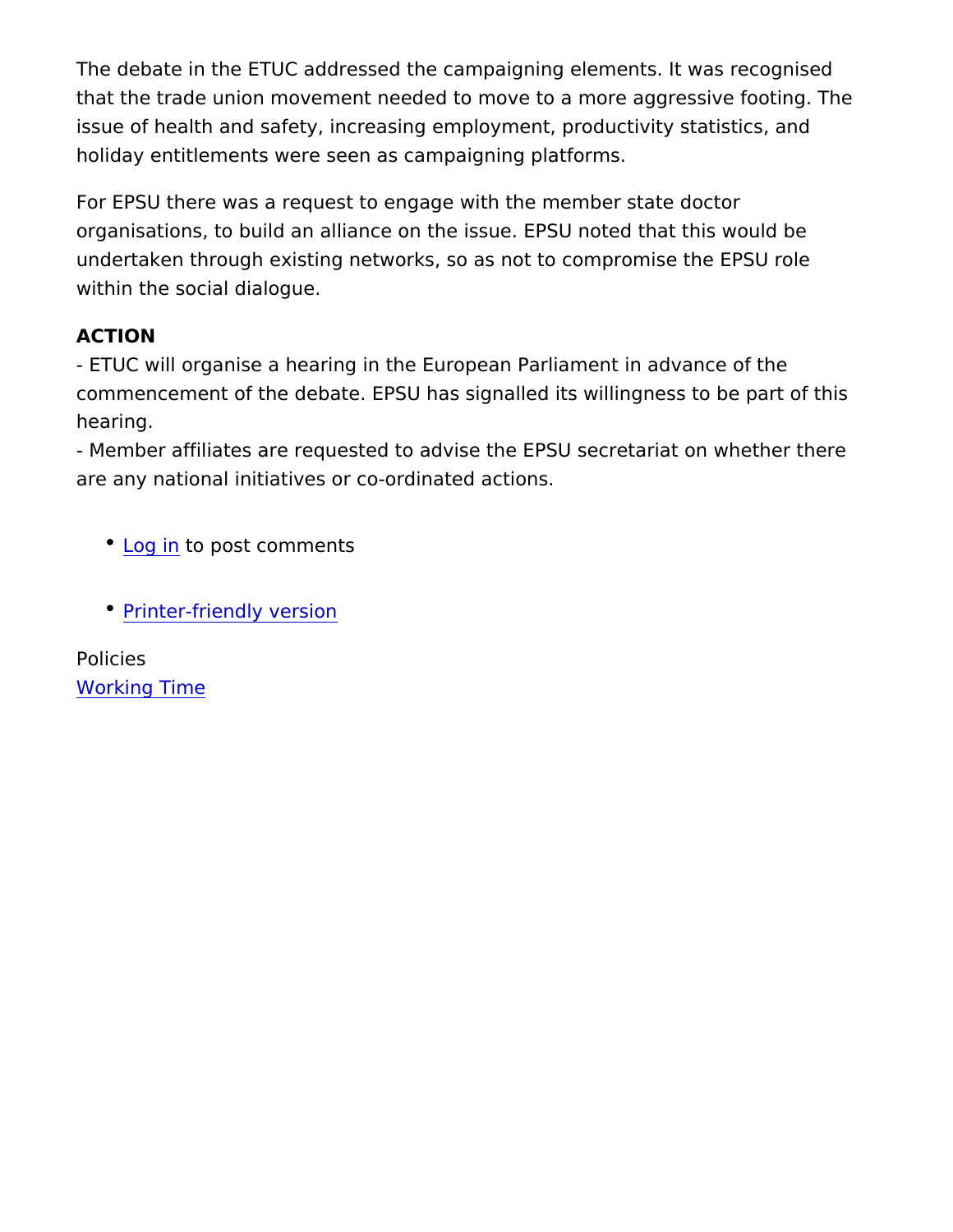The debate in the ETUC addressed the campaigning elements. It was recognised that the trade union movement needed to move to a more aggressive footing. The issue of health and safety, increasing employment, productivity statistics, and holiday entitlements were seen as campaigning platforms.

For EPSU there was a request to engage with the member state doctor organisations, to build an alliance on the issue. EPSU noted that this would be undertaken through existing networks, so as not to compromise the EPSU role within the social dialogue.

**ACTION**

- ETUC will organise a hearing in the European Parliament in advance of the commencement of the debate. EPSU has signalled its willingness to be part of this hearing.
- Member affiliates are requested to advise the EPSU secretariat on whether there are any national initiatives or co-ordinated actions.

- Log in to post comments

- Printer-friendly version

Policies
Working Time